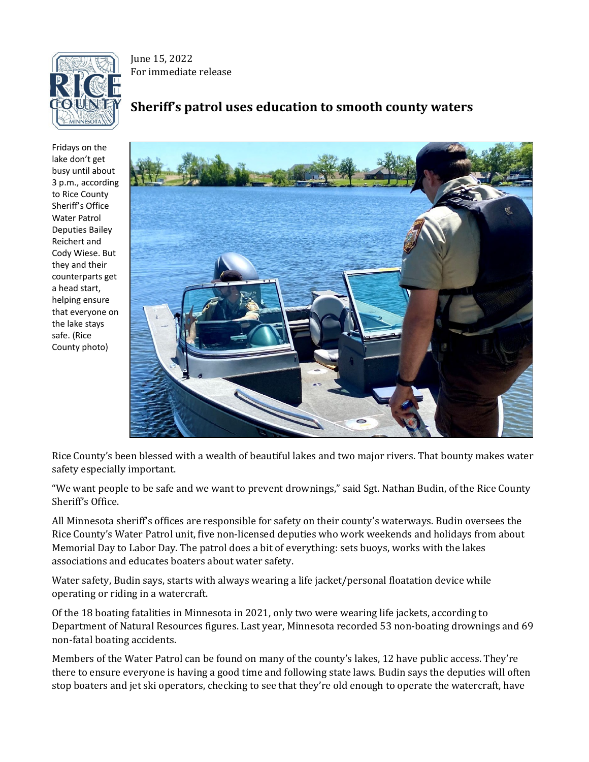June 15, 2022
For immediate release

# Sheriff's patrol uses education to smooth county waters

Fridays on the lake don't get busy until about 3 p.m., according to Rice County Sheriff's Office Water Patrol Deputies Bailey Reichert and Cody Wiese. But they and their counterparts get a head start, helping ensure that everyone on the lake stays safe. (Rice County photo)

Rice County's been blessed with a wealth of beautiful lakes and two major rivers. That bounty makes water safety especially important.

"We want people to be safe and we want to prevent drownings," said Sgt. Nathan Budin, of the Rice County Sheriff's Office.

All Minnesota sheriff's offices are responsible for safety on their county's waterways. Budin oversees the Rice County's Water Patrol unit, five non-licensed deputies who work weekends and holidays from about Memorial Day to Labor Day. The patrol does a bit of everything: sets buoys, works with the lakes associations and educates boaters about water safety.

Water safety, Budin says, starts with always wearing a life jacket/personal floatation device while operating or riding in a watercraft.

Of the 18 boating fatalities in Minnesota in 2021, only two were wearing life jackets, according to Department of Natural Resources figures. Last year, Minnesota recorded 53 non-boating drownings and 69 non-fatal boating accidents.

Members of the Water Patrol can be found on many of the county's lakes, 12 have public access. They're there to ensure everyone is having a good time and following state laws. Budin says the deputies will often stop boaters and jet ski operators, checking to see that they're old enough to operate the watercraft, have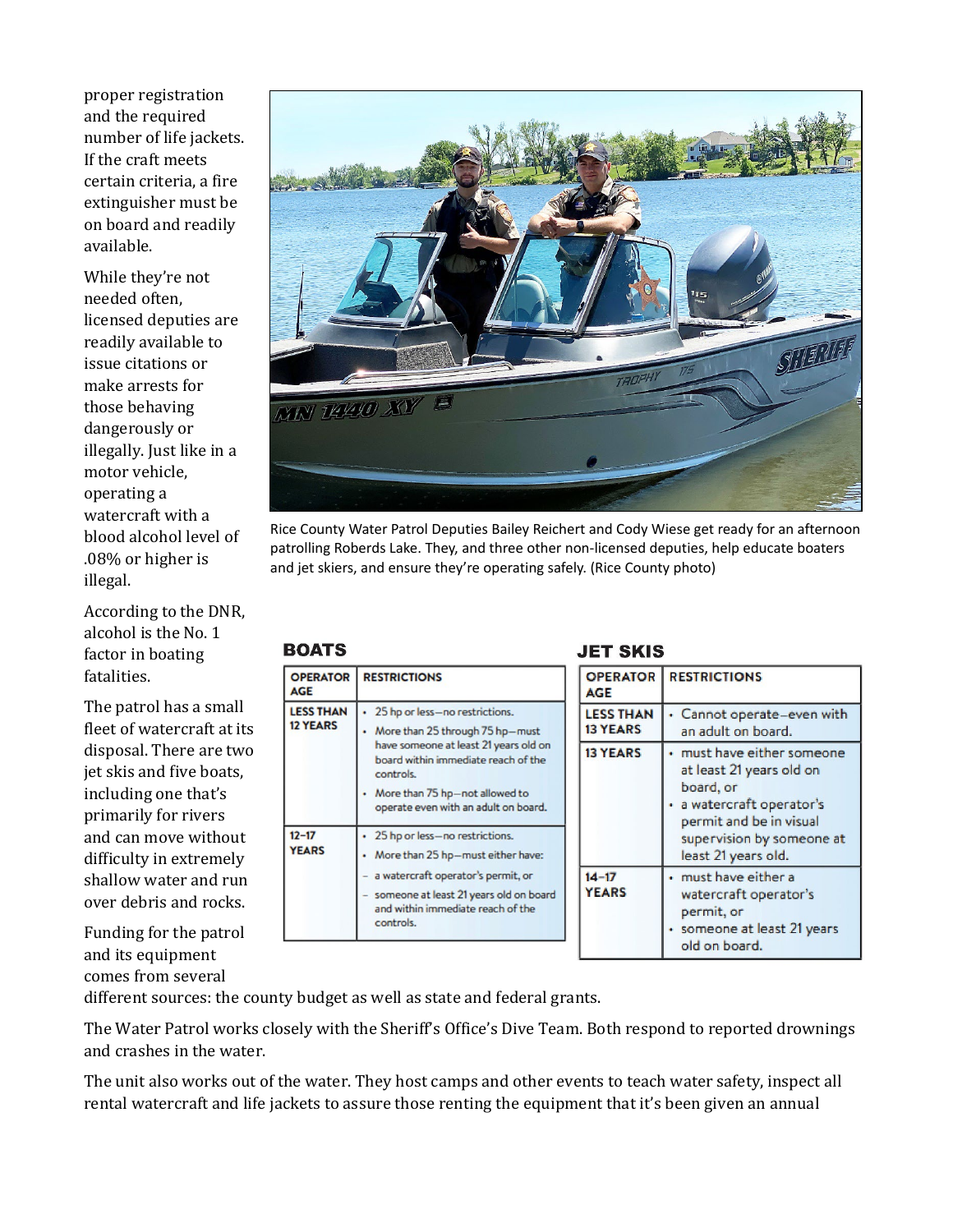proper registration and the required number of life jackets. If the craft meets certain criteria, a fire extinguisher must be on board and readily available.

While they're not needed often, licensed deputies are readily available to issue citations or make arrests for those behaving dangerously or illegally. Just like in a motor vehicle, operating a watercraft with a blood alcohol level of .08% or higher is illegal.

According to the DNR, alcohol is the No. 1 factor in boating fatalities.

The patrol has a small fleet of watercraft at its disposal. There are two jet skis and five boats, including one that's primarily for rivers and can move without difficulty in extremely shallow water and run over debris and rocks.

Funding for the patrol and its equipment comes from several different sources: the county budget as well as state and federal grants.

The Water Patrol works closely with the Sheriff's Office's Dive Team. Both respond to reported drownings and crashes in the water.

The unit also works out of the water. They host camps and other events to teach water safety, inspect all rental watercraft and life jackets to assure those renting the equipment that it's been given an annual

Rice County Water Patrol Deputies Bailey Reichert and Cody Wiese get ready for an afternoon patrolling Roberds Lake. They, and three other non-licensed deputies, help educate boaters and jet skiers, and ensure they're operating safely. (Rice County photo)

### BOATS

| OPERATOR AGE | RESTRICTIONS |
|---|---|
| LESS THAN 12 YEARS | • 25 hp or less—no restrictions.<br>• More than 25 through 75 hp—must have someone at least 21 years old on board within immediate reach of the controls.<br>• More than 75 hp—not allowed to operate even with an adult on board. |
| 12–17 YEARS | • 25 hp or less—no restrictions.<br>• More than 25 hp—must either have:<br>– a watercraft operator's permit, or<br>– someone at least 21 years old on board and within immediate reach of the controls. |

### JET SKIS

| OPERATOR AGE | RESTRICTIONS |
|---|---|
| LESS THAN 13 YEARS | • Cannot operate—even with an adult on board. |
| 13 YEARS | • must have either someone at least 21 years old on board, or<br>• a watercraft operator's permit and be in visual supervision by someone at least 21 years old. |
| 14–17 YEARS | • must have either a watercraft operator's permit, or<br>• someone at least 21 years old on board. |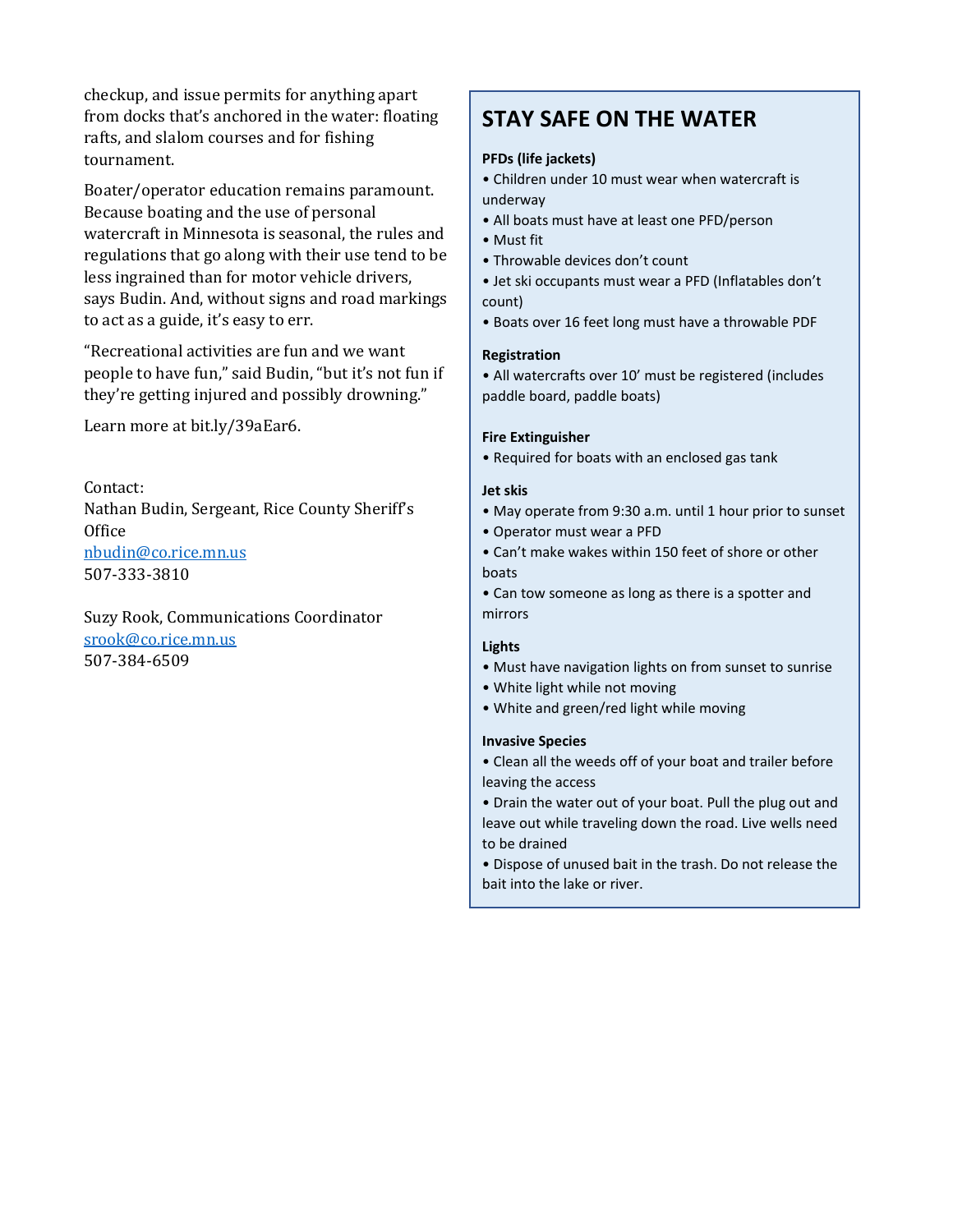checkup, and issue permits for anything apart from docks that's anchored in the water: floating rafts, and slalom courses and for fishing tournament.

Boater/operator education remains paramount. Because boating and the use of personal watercraft in Minnesota is seasonal, the rules and regulations that go along with their use tend to be less ingrained than for motor vehicle drivers, says Budin. And, without signs and road markings to act as a guide, it's easy to err.

"Recreational activities are fun and we want people to have fun," said Budin, "but it's not fun if they're getting injured and possibly drowning."

Learn more at bit.ly/39aEar6.

Contact:
Nathan Budin, Sergeant, Rice County Sheriff's Office
nbudin@co.rice.mn.us
507-333-3810

Suzy Rook, Communications Coordinator
srook@co.rice.mn.us
507-384-6509

## STAY SAFE ON THE WATER

**PFDs (life jackets)**

- Children under 10 must wear when watercraft is underway
- All boats must have at least one PFD/person
- Must fit
- Throwable devices don't count
- Jet ski occupants must wear a PFD (Inflatables don't count)
- Boats over 16 feet long must have a throwable PDF

**Registration**

- All watercrafts over 10' must be registered (includes paddle board, paddle boats)

**Fire Extinguisher**

- Required for boats with an enclosed gas tank

**Jet skis**

- May operate from 9:30 a.m. until 1 hour prior to sunset
- Operator must wear a PFD
- Can't make wakes within 150 feet of shore or other boats
- Can tow someone as long as there is a spotter and mirrors

**Lights**

- Must have navigation lights on from sunset to sunrise
- White light while not moving
- White and green/red light while moving

**Invasive Species**

- Clean all the weeds off of your boat and trailer before leaving the access
- Drain the water out of your boat. Pull the plug out and leave out while traveling down the road. Live wells need to be drained
- Dispose of unused bait in the trash. Do not release the bait into the lake or river.